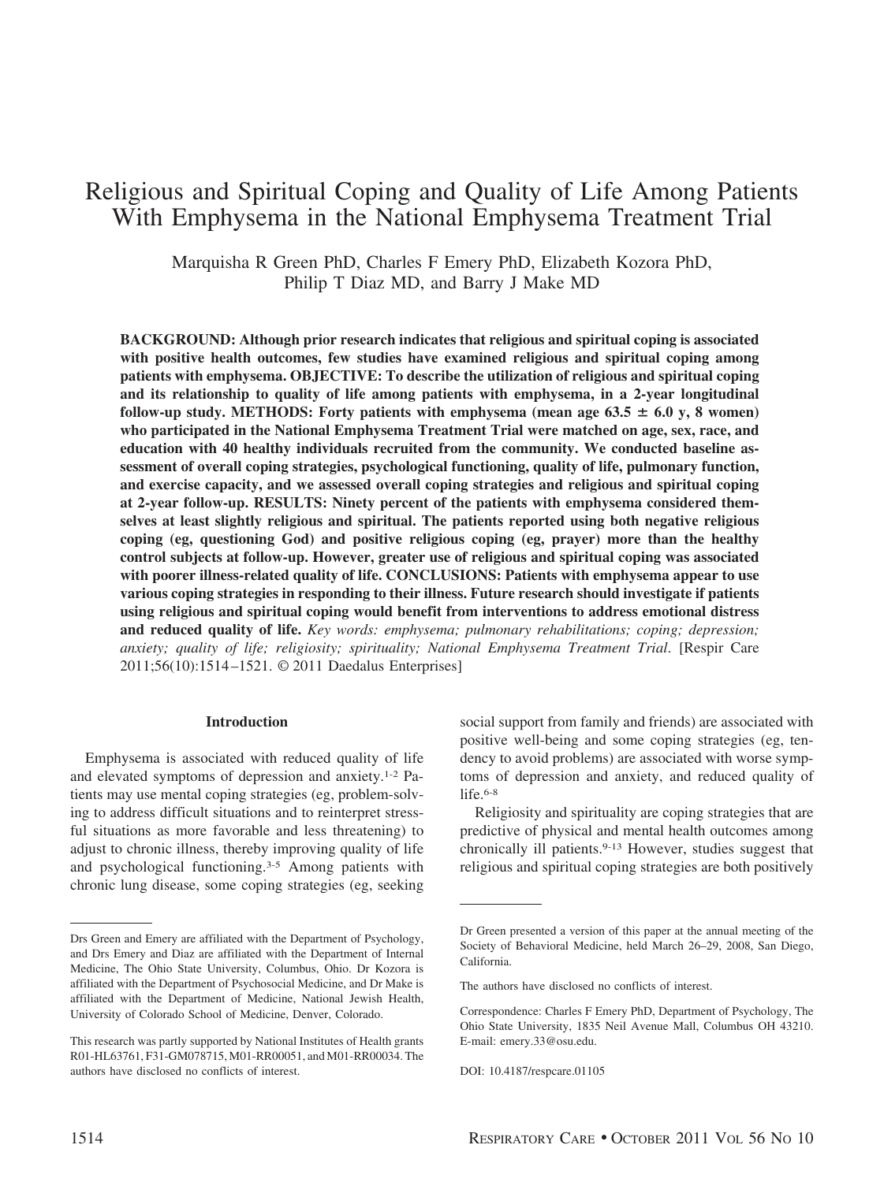# Religious and Spiritual Coping and Quality of Life Among Patients With Emphysema in the National Emphysema Treatment Trial

Marquisha R Green PhD, Charles F Emery PhD, Elizabeth Kozora PhD, Philip T Diaz MD, and Barry J Make MD

**BACKGROUND: Although prior research indicates that religious and spiritual coping is associated with positive health outcomes, few studies have examined religious and spiritual coping among patients with emphysema. OBJECTIVE: To describe the utilization of religious and spiritual coping and its relationship to quality of life among patients with emphysema, in a 2-year longitudinal follow-up study. METHODS: Forty patients with emphysema (mean age 63.5 ± 6.0 y, 8 women) who participated in the National Emphysema Treatment Trial were matched on age, sex, race, and education with 40 healthy individuals recruited from the community. We conducted baseline assessment of overall coping strategies, psychological functioning, quality of life, pulmonary function, and exercise capacity, and we assessed overall coping strategies and religious and spiritual coping at 2-year follow-up. RESULTS: Ninety percent of the patients with emphysema considered themselves at least slightly religious and spiritual. The patients reported using both negative religious coping (eg, questioning God) and positive religious coping (eg, prayer) more than the healthy control subjects at follow-up. However, greater use of religious and spiritual coping was associated with poorer illness-related quality of life. CONCLUSIONS: Patients with emphysema appear to use various coping strategies in responding to their illness. Future research should investigate if patients using religious and spiritual coping would benefit from interventions to address emotional distress and reduced quality of life.** *Key words: emphysema; pulmonary rehabilitations; coping; depression; anxiety; quality of life; religiosity; spirituality; National Emphysema Treatment Trial*. [Respir Care 2011;56(10):1514–1521. © 2011 Daedalus Enterprises]

## Introduction

Emphysema is associated with reduced quality of life and elevated symptoms of depression and anxiety.[1-2] Patients may use mental coping strategies (eg, problem-solving to address difficult situations and to reinterpret stressful situations as more favorable and less threatening) to adjust to chronic illness, thereby improving quality of life and psychological functioning.[3-5] Among patients with chronic lung disease, some coping strategies (eg, seeking social support from family and friends) are associated with positive well-being and some coping strategies (eg, tendency to avoid problems) are associated with worse symptoms of depression and anxiety, and reduced quality of life.[6-8]

Religiosity and spirituality are coping strategies that are predictive of physical and mental health outcomes among chronically ill patients.[9-13] However, studies suggest that religious and spiritual coping strategies are both positively

---

Drs Green and Emery are affiliated with the Department of Psychology, and Drs Emery and Diaz are affiliated with the Department of Internal Medicine, The Ohio State University, Columbus, Ohio. Dr Kozora is affiliated with the Department of Psychosocial Medicine, and Dr Make is affiliated with the Department of Medicine, National Jewish Health, University of Colorado School of Medicine, Denver, Colorado.

This research was partly supported by National Institutes of Health grants R01-HL63761, F31-GM078715, M01-RR00051, and M01-RR00034. The authors have disclosed no conflicts of interest.

Dr Green presented a version of this paper at the annual meeting of the Society of Behavioral Medicine, held March 26–29, 2008, San Diego, California.

The authors have disclosed no conflicts of interest.

Correspondence: Charles F Emery PhD, Department of Psychology, The Ohio State University, 1835 Neil Avenue Mall, Columbus OH 43210. E-mail: emery.33@osu.edu.

DOI: 10.4187/respcare.01105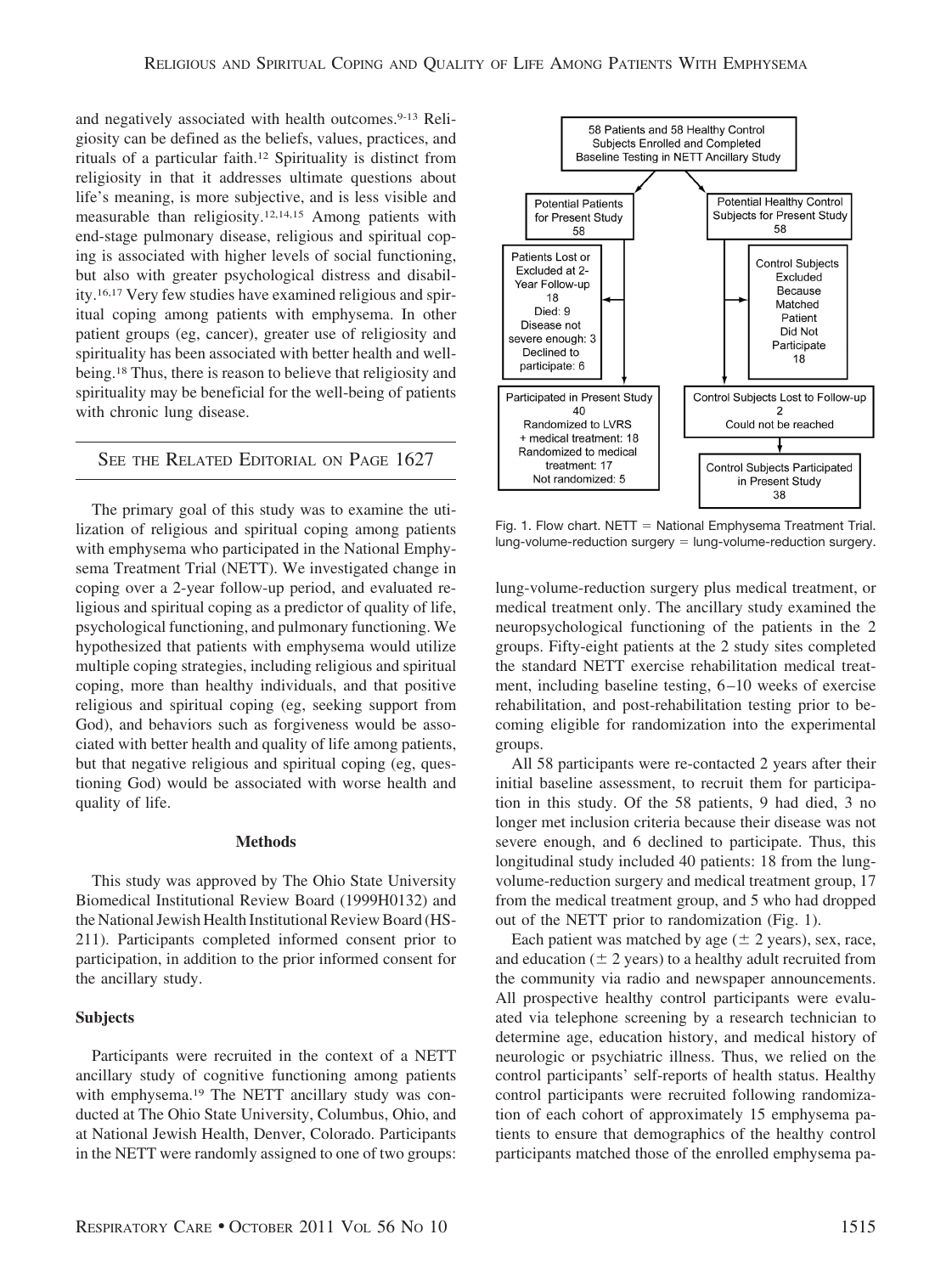and negatively associated with health outcomes.[9-13] Religiosity can be defined as the beliefs, values, practices, and rituals of a particular faith.[12] Spirituality is distinct from religiosity in that it addresses ultimate questions about life's meaning, is more subjective, and is less visible and measurable than religiosity.[12,14,15] Among patients with end-stage pulmonary disease, religious and spiritual coping is associated with higher levels of social functioning, but also with greater psychological distress and disability.[16,17] Very few studies have examined religious and spiritual coping among patients with emphysema. In other patient groups (eg, cancer), greater use of religiosity and spirituality has been associated with better health and well-being.[18] Thus, there is reason to believe that religiosity and spirituality may be beneficial for the well-being of patients with chronic lung disease.

SEE THE RELATED EDITORIAL ON PAGE 1627

The primary goal of this study was to examine the utilization of religious and spiritual coping among patients with emphysema who participated in the National Emphysema Treatment Trial (NETT). We investigated change in coping over a 2-year follow-up period, and evaluated religious and spiritual coping as a predictor of quality of life, psychological functioning, and pulmonary functioning. We hypothesized that patients with emphysema would utilize multiple coping strategies, including religious and spiritual coping, more than healthy individuals, and that positive religious and spiritual coping (eg, seeking support from God), and behaviors such as forgiveness would be associated with better health and quality of life among patients, but that negative religious and spiritual coping (eg, questioning God) would be associated with worse health and quality of life.

## Methods

This study was approved by The Ohio State University Biomedical Institutional Review Board (1999H0132) and the National Jewish Health Institutional Review Board (HS-211). Participants completed informed consent prior to participation, in addition to the prior informed consent for the ancillary study.

### Subjects

Participants were recruited in the context of a NETT ancillary study of cognitive functioning among patients with emphysema.[19] The NETT ancillary study was conducted at The Ohio State University, Columbus, Ohio, and at National Jewish Health, Denver, Colorado. Participants in the NETT were randomly assigned to one of two groups:

58 Patients and 58 Healthy Control Subjects Enrolled and Completed Baseline Testing in NETT Ancillary Study

Potential Patients for Present Study 58

Potential Healthy Control Subjects for Present Study 58

Patients Lost or Excluded at 2-Year Follow-up 18
Died: 9
Disease not severe enough: 3
Declined to participate: 6

Control Subjects Excluded Because Matched Patient Did Not Participate 18

Participated in Present Study 40
Randomized to LVRS + medical treatment: 18
Randomized to medical treatment: 17
Not randomized: 5

Control Subjects Lost to Follow-up 2
Could not be reached

Control Subjects Participated in Present Study 38

Fig. 1. Flow chart. NETT = National Emphysema Treatment Trial. lung-volume-reduction surgery = lung-volume-reduction surgery.

lung-volume-reduction surgery plus medical treatment, or medical treatment only. The ancillary study examined the neuropsychological functioning of the patients in the 2 groups. Fifty-eight patients at the 2 study sites completed the standard NETT exercise rehabilitation medical treatment, including baseline testing, 6–10 weeks of exercise rehabilitation, and post-rehabilitation testing prior to becoming eligible for randomization into the experimental groups.

All 58 participants were re-contacted 2 years after their initial baseline assessment, to recruit them for participation in this study. Of the 58 patients, 9 had died, 3 no longer met inclusion criteria because their disease was not severe enough, and 6 declined to participate. Thus, this longitudinal study included 40 patients: 18 from the lung-volume-reduction surgery and medical treatment group, 17 from the medical treatment group, and 5 who had dropped out of the NETT prior to randomization (Fig. 1).

Each patient was matched by age (± 2 years), sex, race, and education (± 2 years) to a healthy adult recruited from the community via radio and newspaper announcements. All prospective healthy control participants were evaluated via telephone screening by a research technician to determine age, education history, and medical history of neurologic or psychiatric illness. Thus, we relied on the control participants' self-reports of health status. Healthy control participants were recruited following randomization of each cohort of approximately 15 emphysema patients to ensure that demographics of the healthy control participants matched those of the enrolled emphysema pa-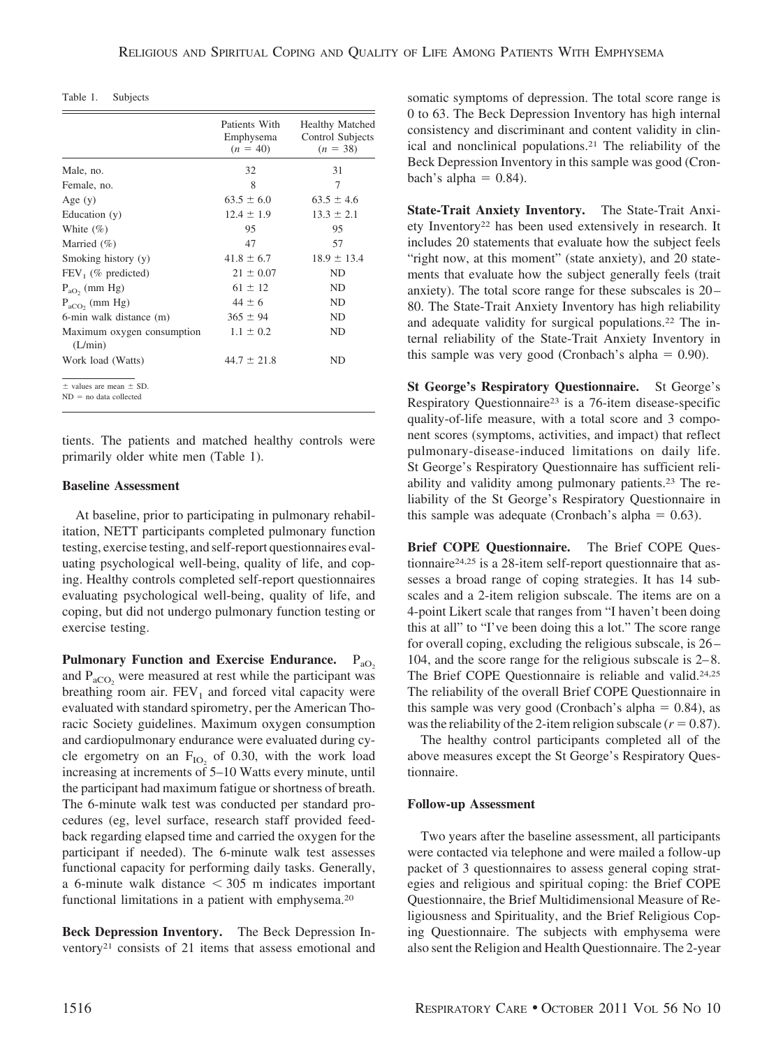Table 1. Subjects

| | Patients With Emphysema ($n$ = 40) | Healthy Matched Control Subjects ($n$ = 38) |
|---|---|---|
| Male, no. | 32 | 31 |
| Female, no. | 8 | 7 |
| Age (y) | 63.5 ± 6.0 | 63.5 ± 4.6 |
| Education (y) | 12.4 ± 1.9 | 13.3 ± 2.1 |
| White (%) | 95 | 95 |
| Married (%) | 47 | 57 |
| Smoking history (y) | 41.8 ± 6.7 | 18.9 ± 13.4 |
| $FEV_1$ (% predicted) | 21 ± 0.07 | ND |
| $P_{aO_2}$ (mm Hg) | 61 ± 12 | ND |
| $P_{aCO_2}$ (mm Hg) | 44 ± 6 | ND |
| 6-min walk distance (m) | 365 ± 94 | ND |
| Maximum oxygen consumption (L/min) | 1.1 ± 0.2 | ND |
| Work load (Watts) | 44.7 ± 21.8 | ND |

± values are mean ± SD.
ND = no data collected

tients. The patients and matched healthy controls were primarily older white men (Table 1).

### Baseline Assessment

At baseline, prior to participating in pulmonary rehabilitation, NETT participants completed pulmonary function testing, exercise testing, and self-report questionnaires evaluating psychological well-being, quality of life, and coping. Healthy controls completed self-report questionnaires evaluating psychological well-being, quality of life, and coping, but did not undergo pulmonary function testing or exercise testing.

**Pulmonary Function and Exercise Endurance.** $P_{aO_2}$ and $P_{aCO_2}$ were measured at rest while the participant was breathing room air. $FEV_1$ and forced vital capacity were evaluated with standard spirometry, per the American Thoracic Society guidelines. Maximum oxygen consumption and cardiopulmonary endurance were evaluated during cycle ergometry on an $F_{IO_2}$ of 0.30, with the work load increasing at increments of 5–10 Watts every minute, until the participant had maximum fatigue or shortness of breath. The 6-minute walk test was conducted per standard procedures (eg, level surface, research staff provided feedback regarding elapsed time and carried the oxygen for the participant if needed). The 6-minute walk test assesses functional capacity for performing daily tasks. Generally, a 6-minute walk distance < 305 m indicates important functional limitations in a patient with emphysema.[20]

**Beck Depression Inventory.** The Beck Depression Inventory[21] consists of 21 items that assess emotional and somatic symptoms of depression. The total score range is 0 to 63. The Beck Depression Inventory has high internal consistency and discriminant and content validity in clinical and nonclinical populations.[21] The reliability of the Beck Depression Inventory in this sample was good (Cronbach's alpha = 0.84).

**State-Trait Anxiety Inventory.** The State-Trait Anxiety Inventory[22] has been used extensively in research. It includes 20 statements that evaluate how the subject feels "right now, at this moment" (state anxiety), and 20 statements that evaluate how the subject generally feels (trait anxiety). The total score range for these subscales is 20–80. The State-Trait Anxiety Inventory has high reliability and adequate validity for surgical populations.[22] The internal reliability of the State-Trait Anxiety Inventory in this sample was very good (Cronbach's alpha = 0.90).

**St George's Respiratory Questionnaire.** St George's Respiratory Questionnaire[23] is a 76-item disease-specific quality-of-life measure, with a total score and 3 component scores (symptoms, activities, and impact) that reflect pulmonary-disease-induced limitations on daily life. St George's Respiratory Questionnaire has sufficient reliability and validity among pulmonary patients.[23] The reliability of the St George's Respiratory Questionnaire in this sample was adequate (Cronbach's alpha = 0.63).

**Brief COPE Questionnaire.** The Brief COPE Questionnaire[24,25] is a 28-item self-report questionnaire that assesses a broad range of coping strategies. It has 14 subscales and a 2-item religion subscale. The items are on a 4-point Likert scale that ranges from "I haven't been doing this at all" to "I've been doing this a lot." The score range for overall coping, excluding the religious subscale, is 26–104, and the score range for the religious subscale is 2–8. The Brief COPE Questionnaire is reliable and valid.[24,25] The reliability of the overall Brief COPE Questionnaire in this sample was very good (Cronbach's alpha = 0.84), as was the reliability of the 2-item religion subscale ($r$ = 0.87).

The healthy control participants completed all of the above measures except the St George's Respiratory Questionnaire.

### Follow-up Assessment

Two years after the baseline assessment, all participants were contacted via telephone and were mailed a follow-up packet of 3 questionnaires to assess general coping strategies and religious and spiritual coping: the Brief COPE Questionnaire, the Brief Multidimensional Measure of Religiousness and Spirituality, and the Brief Religious Coping Questionnaire. The subjects with emphysema were also sent the Religion and Health Questionnaire. The 2-year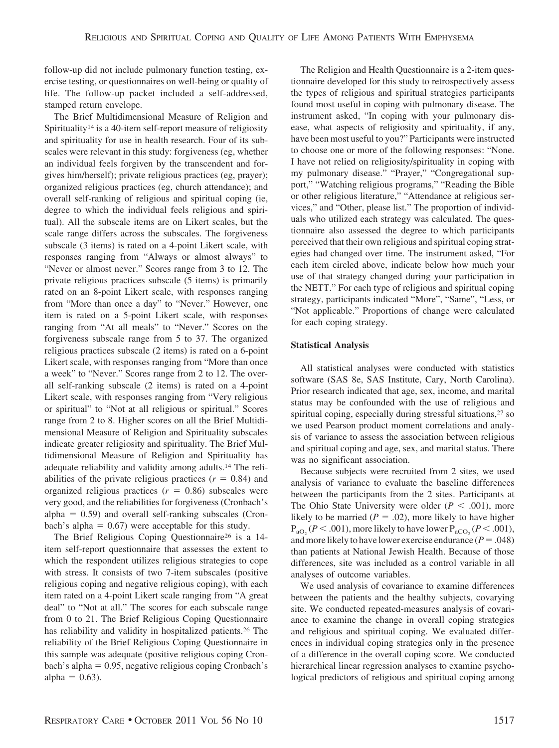follow-up did not include pulmonary function testing, exercise testing, or questionnaires on well-being or quality of life. The follow-up packet included a self-addressed, stamped return envelope.

The Brief Multidimensional Measure of Religion and Spirituality[14] is a 40-item self-report measure of religiosity and spirituality for use in health research. Four of its subscales were relevant in this study: forgiveness (eg, whether an individual feels forgiven by the transcendent and forgives him/herself); private religious practices (eg, prayer); organized religious practices (eg, church attendance); and overall self-ranking of religious and spiritual coping (ie, degree to which the individual feels religious and spiritual). All the subscale items are on Likert scales, but the scale range differs across the subscales. The forgiveness subscale (3 items) is rated on a 4-point Likert scale, with responses ranging from "Always or almost always" to "Never or almost never." Scores range from 3 to 12. The private religious practices subscale (5 items) is primarily rated on an 8-point Likert scale, with responses ranging from "More than once a day" to "Never." However, one item is rated on a 5-point Likert scale, with responses ranging from "At all meals" to "Never." Scores on the forgiveness subscale range from 5 to 37. The organized religious practices subscale (2 items) is rated on a 6-point Likert scale, with responses ranging from "More than once a week" to "Never." Scores range from 2 to 12. The overall self-ranking subscale (2 items) is rated on a 4-point Likert scale, with responses ranging from "Very religious or spiritual" to "Not at all religious or spiritual." Scores range from 2 to 8. Higher scores on all the Brief Multidimensional Measure of Religion and Spirituality subscales indicate greater religiosity and spirituality. The Brief Multidimensional Measure of Religion and Spirituality has adequate reliability and validity among adults.[14] The reliabilities of the private religious practices ($r = 0.84$) and organized religious practices ($r = 0.86$) subscales were very good, and the reliabilities for forgiveness (Cronbach's alpha $= 0.59$) and overall self-ranking subscales (Cronbach's alpha $= 0.67$) were acceptable for this study.

The Brief Religious Coping Questionnaire[26] is a 14-item self-report questionnaire that assesses the extent to which the respondent utilizes religious strategies to cope with stress. It consists of two 7-item subscales (positive religious coping and negative religious coping), with each item rated on a 4-point Likert scale ranging from "A great deal" to "Not at all." The scores for each subscale range from 0 to 21. The Brief Religious Coping Questionnaire has reliability and validity in hospitalized patients.[26] The reliability of the Brief Religious Coping Questionnaire in this sample was adequate (positive religious coping Cronbach's alpha $= 0.95$, negative religious coping Cronbach's alpha $= 0.63$).

The Religion and Health Questionnaire is a 2-item questionnaire developed for this study to retrospectively assess the types of religious and spiritual strategies participants found most useful in coping with pulmonary disease. The instrument asked, "In coping with your pulmonary disease, what aspects of religiosity and spirituality, if any, have been most useful to you?" Participants were instructed to choose one or more of the following responses: "None. I have not relied on religiosity/spirituality in coping with my pulmonary disease." "Prayer," "Congregational support," "Watching religious programs," "Reading the Bible or other religious literature," "Attendance at religious services," and "Other, please list." The proportion of individuals who utilized each strategy was calculated. The questionnaire also assessed the degree to which participants perceived that their own religious and spiritual coping strategies had changed over time. The instrument asked, "For each item circled above, indicate below how much your use of that strategy changed during your participation in the NETT." For each type of religious and spiritual coping strategy, participants indicated "More", "Same", "Less, or "Not applicable." Proportions of change were calculated for each coping strategy.

### Statistical Analysis

All statistical analyses were conducted with statistics software (SAS 8e, SAS Institute, Cary, North Carolina). Prior research indicated that age, sex, income, and marital status may be confounded with the use of religious and spiritual coping, especially during stressful situations,[27] so we used Pearson product moment correlations and analysis of variance to assess the association between religious and spiritual coping and age, sex, and marital status. There was no significant association.

Because subjects were recruited from 2 sites, we used analysis of variance to evaluate the baseline differences between the participants from the 2 sites. Participants at The Ohio State University were older ($P < .001$), more likely to be married ($P = .02$), more likely to have higher $P_{aO_2}$ ($P < .001$), more likely to have lower $P_{aCO_2}$ ($P < .001$), and more likely to have lower exercise endurance ($P = .048$) than patients at National Jewish Health. Because of those differences, site was included as a control variable in all analyses of outcome variables.

We used analysis of covariance to examine differences between the patients and the healthy subjects, covarying site. We conducted repeated-measures analysis of covariance to examine the change in overall coping strategies and religious and spiritual coping. We evaluated differences in individual coping strategies only in the presence of a difference in the overall coping score. We conducted hierarchical linear regression analyses to examine psychological predictors of religious and spiritual coping among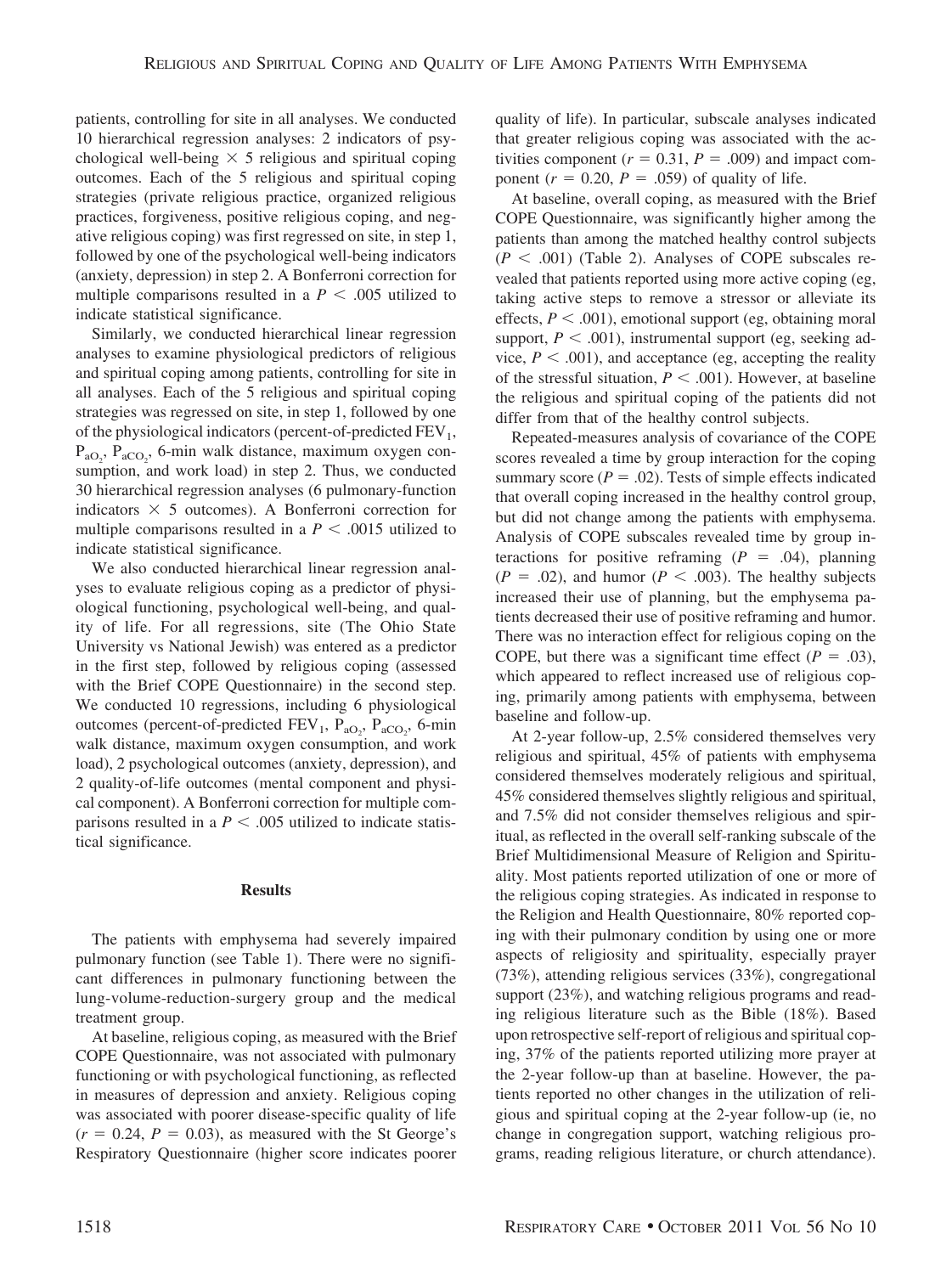patients, controlling for site in all analyses. We conducted 10 hierarchical regression analyses: 2 indicators of psychological well-being × 5 religious and spiritual coping outcomes. Each of the 5 religious and spiritual coping strategies (private religious practice, organized religious practices, forgiveness, positive religious coping, and negative religious coping) was first regressed on site, in step 1, followed by one of the psychological well-being indicators (anxiety, depression) in step 2. A Bonferroni correction for multiple comparisons resulted in a $P < .005$ utilized to indicate statistical significance.

Similarly, we conducted hierarchical linear regression analyses to examine physiological predictors of religious and spiritual coping among patients, controlling for site in all analyses. Each of the 5 religious and spiritual coping strategies was regressed on site, in step 1, followed by one of the physiological indicators (percent-of-predicted $FEV_1$, $P_{aO_2}$, $P_{aCO_2}$, 6-min walk distance, maximum oxygen consumption, and work load) in step 2. Thus, we conducted 30 hierarchical regression analyses (6 pulmonary-function indicators × 5 outcomes). A Bonferroni correction for multiple comparisons resulted in a $P < .0015$ utilized to indicate statistical significance.

We also conducted hierarchical linear regression analyses to evaluate religious coping as a predictor of physiological functioning, psychological well-being, and quality of life. For all regressions, site (The Ohio State University vs National Jewish) was entered as a predictor in the first step, followed by religious coping (assessed with the Brief COPE Questionnaire) in the second step. We conducted 10 regressions, including 6 physiological outcomes (percent-of-predicted $FEV_1$, $P_{aO_2}$, $P_{aCO_2}$, 6-min walk distance, maximum oxygen consumption, and work load), 2 psychological outcomes (anxiety, depression), and 2 quality-of-life outcomes (mental component and physical component). A Bonferroni correction for multiple comparisons resulted in a $P < .005$ utilized to indicate statistical significance.

## Results

The patients with emphysema had severely impaired pulmonary function (see Table 1). There were no significant differences in pulmonary functioning between the lung-volume-reduction-surgery group and the medical treatment group.

At baseline, religious coping, as measured with the Brief COPE Questionnaire, was not associated with pulmonary functioning or with psychological functioning, as reflected in measures of depression and anxiety. Religious coping was associated with poorer disease-specific quality of life ($r = 0.24$, $P = 0.03$), as measured with the St George's Respiratory Questionnaire (higher score indicates poorer quality of life). In particular, subscale analyses indicated that greater religious coping was associated with the activities component ($r = 0.31$, $P = .009$) and impact component ($r = 0.20$, $P = .059$) of quality of life.

At baseline, overall coping, as measured with the Brief COPE Questionnaire, was significantly higher among the patients than among the matched healthy control subjects ($P < .001$) (Table 2). Analyses of COPE subscales revealed that patients reported using more active coping (eg, taking active steps to remove a stressor or alleviate its effects, $P < .001$), emotional support (eg, obtaining moral support, $P < .001$), instrumental support (eg, seeking advice, $P < .001$), and acceptance (eg, accepting the reality of the stressful situation, $P < .001$). However, at baseline the religious and spiritual coping of the patients did not differ from that of the healthy control subjects.

Repeated-measures analysis of covariance of the COPE scores revealed a time by group interaction for the coping summary score ($P = .02$). Tests of simple effects indicated that overall coping increased in the healthy control group, but did not change among the patients with emphysema. Analysis of COPE subscales revealed time by group interactions for positive reframing ($P = .04$), planning ($P = .02$), and humor ($P < .003$). The healthy subjects increased their use of planning, but the emphysema patients decreased their use of positive reframing and humor. There was no interaction effect for religious coping on the COPE, but there was a significant time effect ($P = .03$), which appeared to reflect increased use of religious coping, primarily among patients with emphysema, between baseline and follow-up.

At 2-year follow-up, 2.5% considered themselves very religious and spiritual, 45% of patients with emphysema considered themselves moderately religious and spiritual, 45% considered themselves slightly religious and spiritual, and 7.5% did not consider themselves religious and spiritual, as reflected in the overall self-ranking subscale of the Brief Multidimensional Measure of Religion and Spirituality. Most patients reported utilization of one or more of the religious coping strategies. As indicated in response to the Religion and Health Questionnaire, 80% reported coping with their pulmonary condition by using one or more aspects of religiosity and spirituality, especially prayer (73%), attending religious services (33%), congregational support (23%), and watching religious programs and reading religious literature such as the Bible (18%). Based upon retrospective self-report of religious and spiritual coping, 37% of the patients reported utilizing more prayer at the 2-year follow-up than at baseline. However, the patients reported no other changes in the utilization of religious and spiritual coping at the 2-year follow-up (ie, no change in congregation support, watching religious programs, reading religious literature, or church attendance).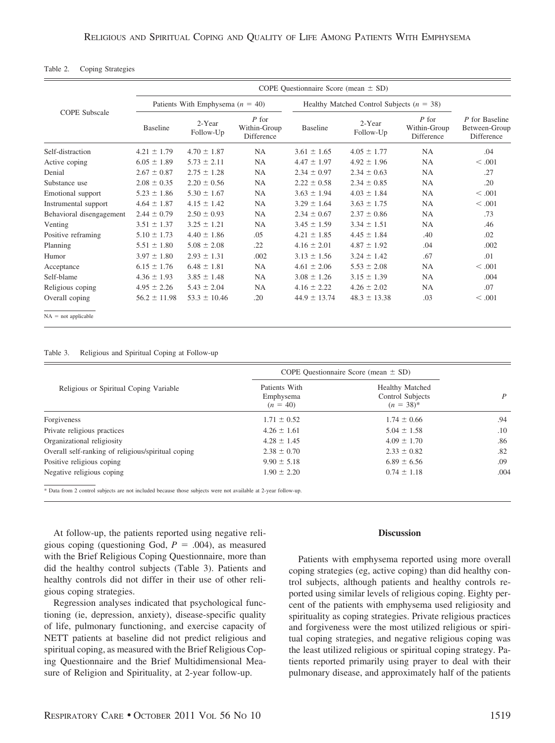Table 2. Coping Strategies

| COPE Subscale | COPE Questionnaire Score (mean ± SD) | | | | | | |
|---|---|---|---|---|---|---|---|
| | Patients With Emphysema ($n$ = 40) | | | Healthy Matched Control Subjects ($n$ = 38) | | | |
| | Baseline | 2-Year Follow-Up | $P$ for Within-Group Difference | Baseline | 2-Year Follow-Up | $P$ for Within-Group Difference | $P$ for Baseline Between-Group Difference |
| Self-distraction | 4.21 ± 1.79 | 4.70 ± 1.87 | NA | 3.61 ± 1.65 | 4.05 ± 1.77 | NA | .04 |
| Active coping | 6.05 ± 1.89 | 5.73 ± 2.11 | NA | 4.47 ± 1.97 | 4.92 ± 1.96 | NA | < .001 |
| Denial | 2.67 ± 0.87 | 2.75 ± 1.28 | NA | 2.34 ± 0.97 | 2.34 ± 0.63 | NA | .27 |
| Substance use | 2.08 ± 0.35 | 2.20 ± 0.56 | NA | 2.22 ± 0.58 | 2.34 ± 0.85 | NA | .20 |
| Emotional support | 5.23 ± 1.86 | 5.30 ± 1.67 | NA | 3.63 ± 1.94 | 4.03 ± 1.84 | NA | < .001 |
| Instrumental support | 4.64 ± 1.87 | 4.15 ± 1.42 | NA | 3.29 ± 1.64 | 3.63 ± 1.75 | NA | < .001 |
| Behavioral disengagement | 2.44 ± 0.79 | 2.50 ± 0.93 | NA | 2.34 ± 0.67 | 2.37 ± 0.86 | NA | .73 |
| Venting | 3.51 ± 1.37 | 3.25 ± 1.21 | NA | 3.45 ± 1.59 | 3.34 ± 1.51 | NA | .46 |
| Positive reframing | 5.10 ± 1.73 | 4.40 ± 1.86 | .05 | 4.21 ± 1.85 | 4.45 ± 1.84 | .40 | .02 |
| Planning | 5.51 ± 1.80 | 5.08 ± 2.08 | .22 | 4.16 ± 2.01 | 4.87 ± 1.92 | .04 | .002 |
| Humor | 3.97 ± 1.80 | 2.93 ± 1.31 | .002 | 3.13 ± 1.56 | 3.24 ± 1.42 | .67 | .01 |
| Acceptance | 6.15 ± 1.76 | 6.48 ± 1.81 | NA | 4.61 ± 2.06 | 5.53 ± 2.08 | NA | < .001 |
| Self-blame | 4.36 ± 1.93 | 3.85 ± 1.48 | NA | 3.08 ± 1.26 | 3.15 ± 1.39 | NA | .004 |
| Religious coping | 4.95 ± 2.26 | 5.43 ± 2.04 | NA | 4.16 ± 2.22 | 4.26 ± 2.02 | NA | .07 |
| Overall coping | 56.2 ± 11.98 | 53.3 ± 10.46 | .20 | 44.9 ± 13.74 | 48.3 ± 13.38 | .03 | < .001 |

NA = not applicable

Table 3. Religious and Spiritual Coping at Follow-up

| Religious or Spiritual Coping Variable | COPE Questionnaire Score (mean ± SD) | | |
|---|---|---|---|
| | Patients With Emphysema ($n$ = 40) | Healthy Matched Control Subjects ($n$ = 38)* | $P$ |
| Forgiveness | 1.71 ± 0.52 | 1.74 ± 0.66 | .94 |
| Private religious practices | 4.26 ± 1.61 | 5.04 ± 1.58 | .10 |
| Organizational religiosity | 4.28 ± 1.45 | 4.09 ± 1.70 | .86 |
| Overall self-ranking of religious/spiritual coping | 2.38 ± 0.70 | 2.33 ± 0.82 | .82 |
| Positive religious coping | 9.90 ± 5.18 | 6.89 ± 6.56 | .09 |
| Negative religious coping | 1.90 ± 2.20 | 0.74 ± 1.18 | .004 |

\* Data from 2 control subjects are not included because those subjects were not available at 2-year follow-up.

At follow-up, the patients reported using negative religious coping (questioning God, $P$ = .004), as measured with the Brief Religious Coping Questionnaire, more than did the healthy control subjects (Table 3). Patients and healthy controls did not differ in their use of other religious coping strategies.

Regression analyses indicated that psychological functioning (ie, depression, anxiety), disease-specific quality of life, pulmonary functioning, and exercise capacity of NETT patients at baseline did not predict religious and spiritual coping, as measured with the Brief Religious Coping Questionnaire and the Brief Multidimensional Measure of Religion and Spirituality, at 2-year follow-up.

## Discussion

Patients with emphysema reported using more overall coping strategies (eg, active coping) than did healthy control subjects, although patients and healthy controls reported using similar levels of religious coping. Eighty percent of the patients with emphysema used religiosity and spirituality as coping strategies. Private religious practices and forgiveness were the most utilized religious or spiritual coping strategies, and negative religious coping was the least utilized religious or spiritual coping strategy. Patients reported primarily using prayer to deal with their pulmonary disease, and approximately half of the patients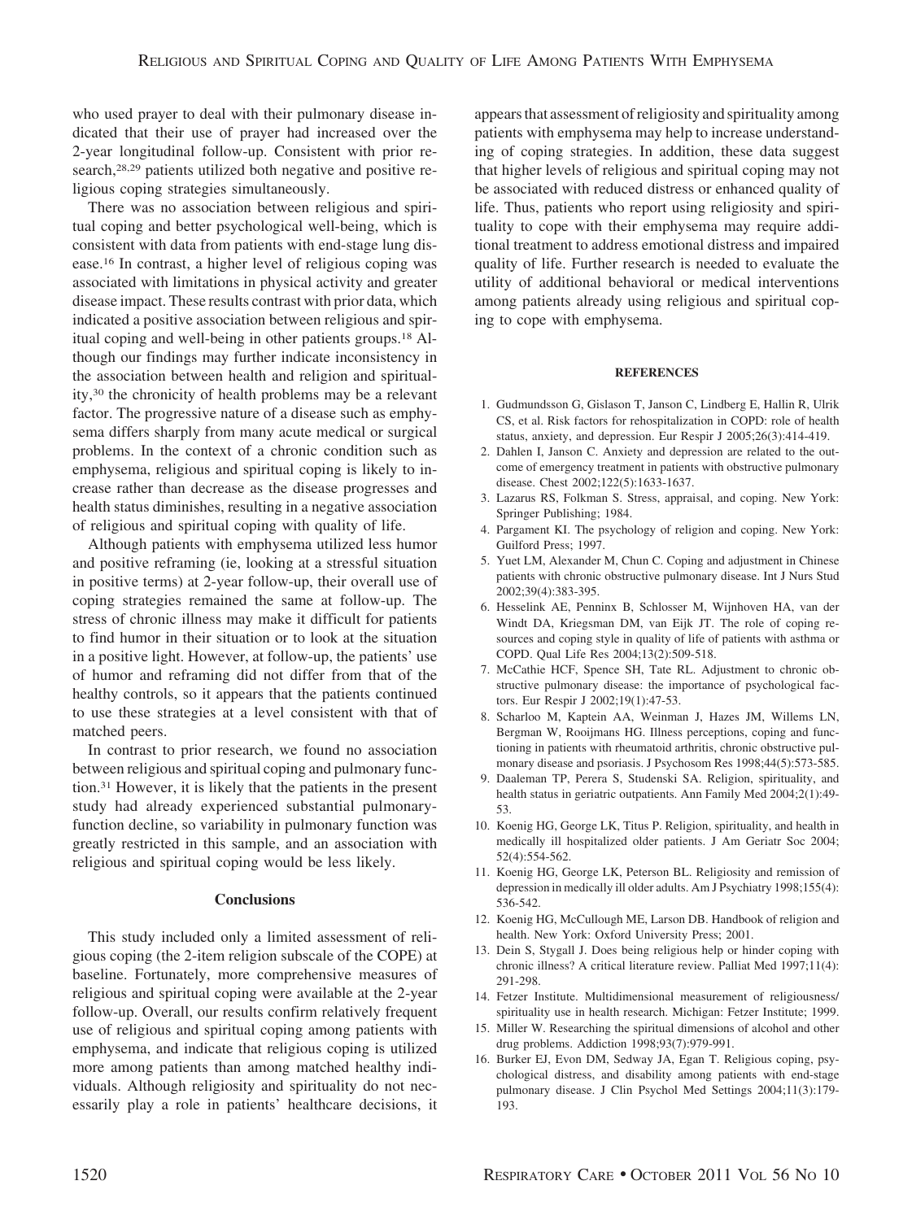who used prayer to deal with their pulmonary disease indicated that their use of prayer had increased over the 2-year longitudinal follow-up. Consistent with prior research,[28,29] patients utilized both negative and positive religious coping strategies simultaneously.

There was no association between religious and spiritual coping and better psychological well-being, which is consistent with data from patients with end-stage lung disease.[16] In contrast, a higher level of religious coping was associated with limitations in physical activity and greater disease impact. These results contrast with prior data, which indicated a positive association between religious and spiritual coping and well-being in other patients groups.[18] Although our findings may further indicate inconsistency in the association between health and religion and spirituality,[30] the chronicity of health problems may be a relevant factor. The progressive nature of a disease such as emphysema differs sharply from many acute medical or surgical problems. In the context of a chronic condition such as emphysema, religious and spiritual coping is likely to increase rather than decrease as the disease progresses and health status diminishes, resulting in a negative association of religious and spiritual coping with quality of life.

Although patients with emphysema utilized less humor and positive reframing (ie, looking at a stressful situation in positive terms) at 2-year follow-up, their overall use of coping strategies remained the same at follow-up. The stress of chronic illness may make it difficult for patients to find humor in their situation or to look at the situation in a positive light. However, at follow-up, the patients' use of humor and reframing did not differ from that of the healthy controls, so it appears that the patients continued to use these strategies at a level consistent with that of matched peers.

In contrast to prior research, we found no association between religious and spiritual coping and pulmonary function.[31] However, it is likely that the patients in the present study had already experienced substantial pulmonary-function decline, so variability in pulmonary function was greatly restricted in this sample, and an association with religious and spiritual coping would be less likely.

## Conclusions

This study included only a limited assessment of religious coping (the 2-item religion subscale of the COPE) at baseline. Fortunately, more comprehensive measures of religious and spiritual coping were available at the 2-year follow-up. Overall, our results confirm relatively frequent use of religious and spiritual coping among patients with emphysema, and indicate that religious coping is utilized more among patients than among matched healthy individuals. Although religiosity and spirituality do not necessarily play a role in patients' healthcare decisions, it appears that assessment of religiosity and spirituality among patients with emphysema may help to increase understanding of coping strategies. In addition, these data suggest that higher levels of religious and spiritual coping may not be associated with reduced distress or enhanced quality of life. Thus, patients who report using religiosity and spirituality to cope with their emphysema may require additional treatment to address emotional distress and impaired quality of life. Further research is needed to evaluate the utility of additional behavioral or medical interventions among patients already using religious and spiritual coping to cope with emphysema.

### REFERENCES

1. Gudmundsson G, Gislason T, Janson C, Lindberg E, Hallin R, Ulrik CS, et al. Risk factors for rehospitalization in COPD: role of health status, anxiety, and depression. Eur Respir J 2005;26(3):414-419.
2. Dahlen I, Janson C. Anxiety and depression are related to the outcome of emergency treatment in patients with obstructive pulmonary disease. Chest 2002;122(5):1633-1637.
3. Lazarus RS, Folkman S. Stress, appraisal, and coping. New York: Springer Publishing; 1984.
4. Pargament KI. The psychology of religion and coping. New York: Guilford Press; 1997.
5. Yuet LM, Alexander M, Chun C. Coping and adjustment in Chinese patients with chronic obstructive pulmonary disease. Int J Nurs Stud 2002;39(4):383-395.
6. Hesselink AE, Penninx B, Schlosser M, Wijnhoven HA, van der Windt DA, Kriegsman DM, van Eijk JT. The role of coping resources and coping style in quality of life of patients with asthma or COPD. Qual Life Res 2004;13(2):509-518.
7. McCathie HCF, Spence SH, Tate RL. Adjustment to chronic obstructive pulmonary disease: the importance of psychological factors. Eur Respir J 2002;19(1):47-53.
8. Scharloo M, Kaptein AA, Weinman J, Hazes JM, Willems LN, Bergman W, Rooijmans HG. Illness perceptions, coping and functioning in patients with rheumatoid arthritis, chronic obstructive pulmonary disease and psoriasis. J Psychosom Res 1998;44(5):573-585.
9. Daaleman TP, Perera S, Studenski SA. Religion, spirituality, and health status in geriatric outpatients. Ann Family Med 2004;2(1):49-53.
10. Koenig HG, George LK, Titus P. Religion, spirituality, and health in medically ill hospitalized older patients. J Am Geriatr Soc 2004; 52(4):554-562.
11. Koenig HG, George LK, Peterson BL. Religiosity and remission of depression in medically ill older adults. Am J Psychiatry 1998;155(4): 536-542.
12. Koenig HG, McCullough ME, Larson DB. Handbook of religion and health. New York: Oxford University Press; 2001.
13. Dein S, Stygall J. Does being religious help or hinder coping with chronic illness? A critical literature review. Palliat Med 1997;11(4): 291-298.
14. Fetzer Institute. Multidimensional measurement of religiousness/spirituality use in health research. Michigan: Fetzer Institute; 1999.
15. Miller W. Researching the spiritual dimensions of alcohol and other drug problems. Addiction 1998;93(7):979-991.
16. Burker EJ, Evon DM, Sedway JA, Egan T. Religious coping, psychological distress, and disability among patients with end-stage pulmonary disease. J Clin Psychol Med Settings 2004;11(3):179-193.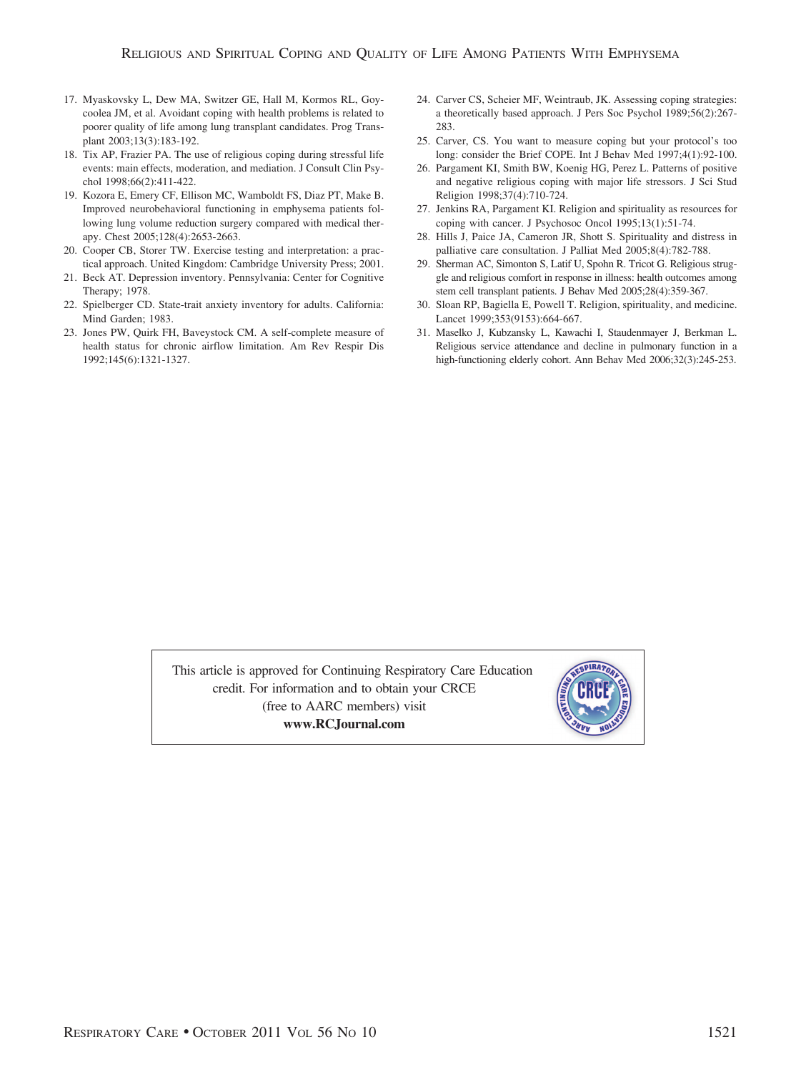17. Myaskovsky L, Dew MA, Switzer GE, Hall M, Kormos RL, Goycoolea JM, et al. Avoidant coping with health problems is related to poorer quality of life among lung transplant candidates. Prog Transplant 2003;13(3):183-192.
18. Tix AP, Frazier PA. The use of religious coping during stressful life events: main effects, moderation, and mediation. J Consult Clin Psychol 1998;66(2):411-422.
19. Kozora E, Emery CF, Ellison MC, Wamboldt FS, Diaz PT, Make B. Improved neurobehavioral functioning in emphysema patients following lung volume reduction surgery compared with medical therapy. Chest 2005;128(4):2653-2663.
20. Cooper CB, Storer TW. Exercise testing and interpretation: a practical approach. United Kingdom: Cambridge University Press; 2001.
21. Beck AT. Depression inventory. Pennsylvania: Center for Cognitive Therapy; 1978.
22. Spielberger CD. State-trait anxiety inventory for adults. California: Mind Garden; 1983.
23. Jones PW, Quirk FH, Baveystock CM. A self-complete measure of health status for chronic airflow limitation. Am Rev Respir Dis 1992;145(6):1321-1327.
24. Carver CS, Scheier MF, Weintraub, JK. Assessing coping strategies: a theoretically based approach. J Pers Soc Psychol 1989;56(2):267-283.
25. Carver, CS. You want to measure coping but your protocol's too long: consider the Brief COPE. Int J Behav Med 1997;4(1):92-100.
26. Pargament KI, Smith BW, Koenig HG, Perez L. Patterns of positive and negative religious coping with major life stressors. J Sci Stud Religion 1998;37(4):710-724.
27. Jenkins RA, Pargament KI. Religion and spirituality as resources for coping with cancer. J Psychosoc Oncol 1995;13(1):51-74.
28. Hills J, Paice JA, Cameron JR, Shott S. Spirituality and distress in palliative care consultation. J Palliat Med 2005;8(4):782-788.
29. Sherman AC, Simonton S, Latif U, Spohn R. Tricot G. Religious struggle and religious comfort in response in illness: health outcomes among stem cell transplant patients. J Behav Med 2005;28(4):359-367.
30. Sloan RP, Bagiella E, Powell T. Religion, spirituality, and medicine. Lancet 1999;353(9153):664-667.
31. Maselko J, Kubzansky L, Kawachi I, Staudenmayer J, Berkman L. Religious service attendance and decline in pulmonary function in a high-functioning elderly cohort. Ann Behav Med 2006;32(3):245-253.

This article is approved for Continuing Respiratory Care Education credit. For information and to obtain your CRCE (free to AARC members) visit **www.RCJournal.com**